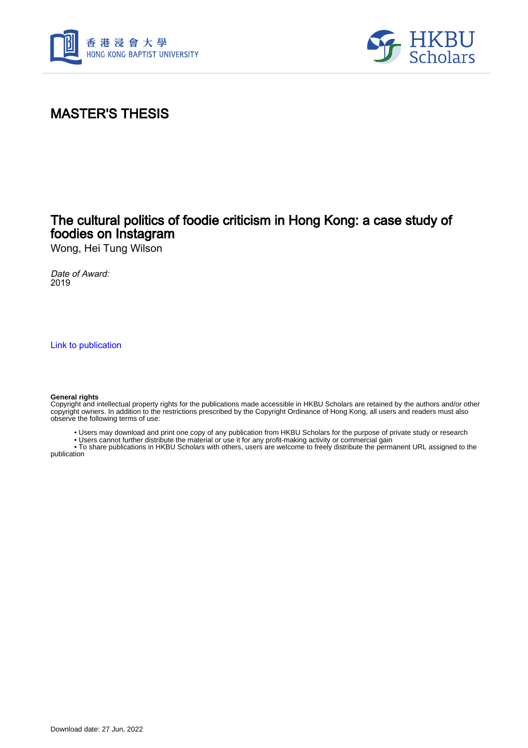# MASTER'S THESIS

## The cultural politics of foodie criticism in Hong Kong: a case study of foodies on Instagram

Wong, Hei Tung Wilson

*Date of Award:*
2019

Link to publication

**General rights**
Copyright and intellectual property rights for the publications made accessible in HKBU Scholars are retained by the authors and/or other copyright owners. In addition to the restrictions prescribed by the Copyright Ordinance of Hong Kong, all users and readers must also observe the following terms of use:

- Users may download and print one copy of any publication from HKBU Scholars for the purpose of private study or research
- Users cannot further distribute the material or use it for any profit-making activity or commercial gain
- To share publications in HKBU Scholars with others, users are welcome to freely distribute the permanent URL assigned to the publication

Download date: 27 Jun, 2022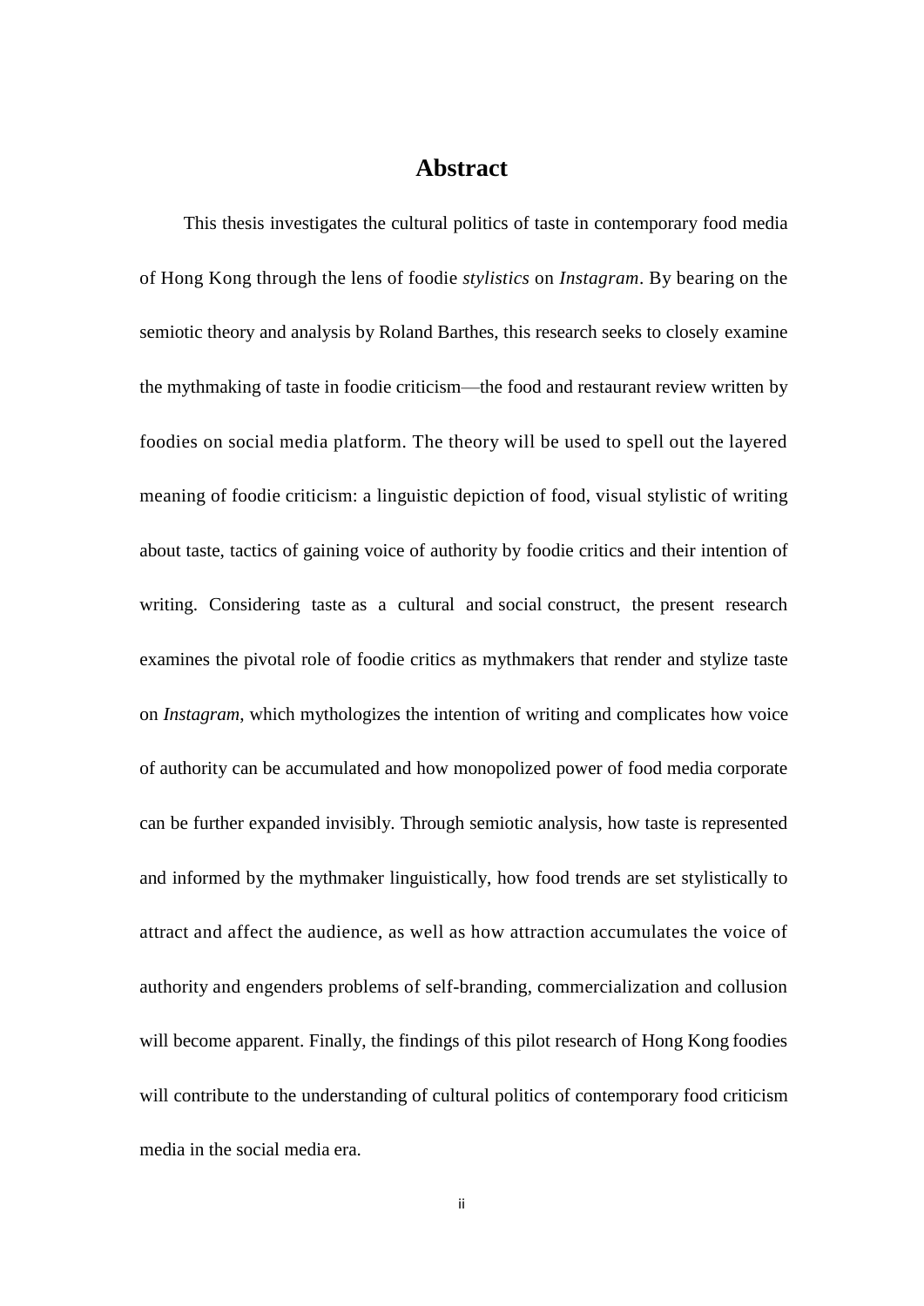# Abstract

This thesis investigates the cultural politics of taste in contemporary food media of Hong Kong through the lens of foodie *stylistics* on *Instagram*. By bearing on the semiotic theory and analysis by Roland Barthes, this research seeks to closely examine the mythmaking of taste in foodie criticism—the food and restaurant review written by foodies on social media platform. The theory will be used to spell out the layered meaning of foodie criticism: a linguistic depiction of food, visual stylistic of writing about taste, tactics of gaining voice of authority by foodie critics and their intention of writing. Considering taste as a cultural and social construct, the present research examines the pivotal role of foodie critics as mythmakers that render and stylize taste on *Instagram*, which mythologizes the intention of writing and complicates how voice of authority can be accumulated and how monopolized power of food media corporate can be further expanded invisibly. Through semiotic analysis, how taste is represented and informed by the mythmaker linguistically, how food trends are set stylistically to attract and affect the audience, as well as how attraction accumulates the voice of authority and engenders problems of self-branding, commercialization and collusion will become apparent. Finally, the findings of this pilot research of Hong Kong foodies will contribute to the understanding of cultural politics of contemporary food criticism media in the social media era.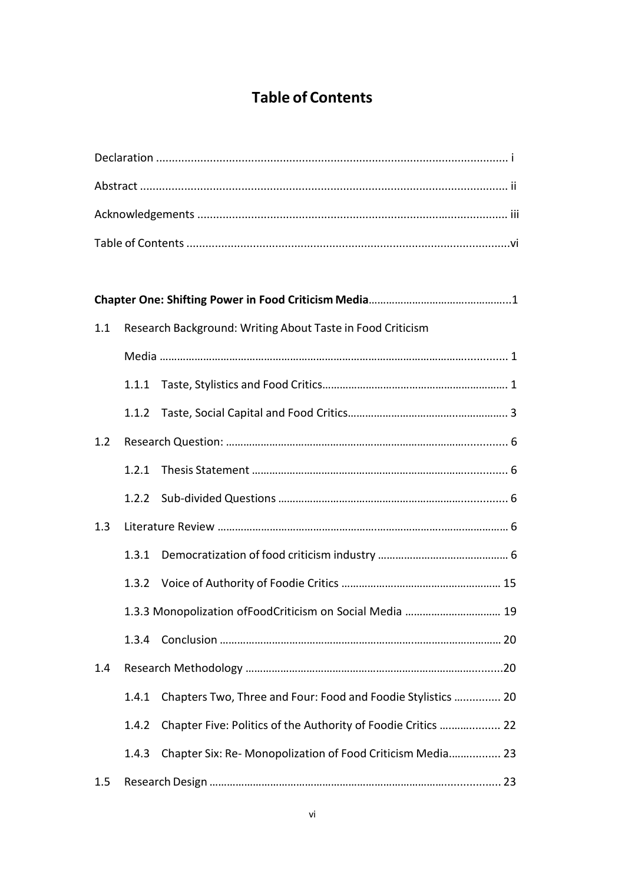# Table of Contents

Declaration ............................................................................................................... i

Abstract .................................................................................................................... ii

Acknowledgements .................................................................................................. iii

Table of Contents ......................................................................................................vi

**Chapter One: Shifting Power in Food Criticism Media**...............................................1

1.1 Research Background: Writing About Taste in Food Criticism Media ..................................................................................................................... 1

- 1.1.1 Taste, Stylistics and Food Critics.............................................................. 1
- 1.1.2 Taste, Social Capital and Food Critics..................................................... 3

1.2 Research Question: ............................................................................................. 6

- 1.2.1 Thesis Statement ..................................................................................... 6
- 1.2.2 Sub-divided Questions ............................................................................ 6

1.3 Literature Review ................................................................................................. 6

- 1.3.1 Democratization of food criticism industry ............................................ 6
- 1.3.2 Voice of Authority of Foodie Critics ...................................................... 15
- 1.3.3 Monopolization ofFoodCriticism on Social Media ................................ 19
- 1.3.4 Conclusion ............................................................................................. 20

1.4 Research Methodology .......................................................................................20

- 1.4.1 Chapters Two, Three and Four: Food and Foodie Stylistics ............... 20
- 1.4.2 Chapter Five: Politics of the Authority of Foodie Critics .................... 22
- 1.4.3 Chapter Six: Re- Monopolization of Food Criticism Media................. 23

1.5 Research Design ................................................................................................. 23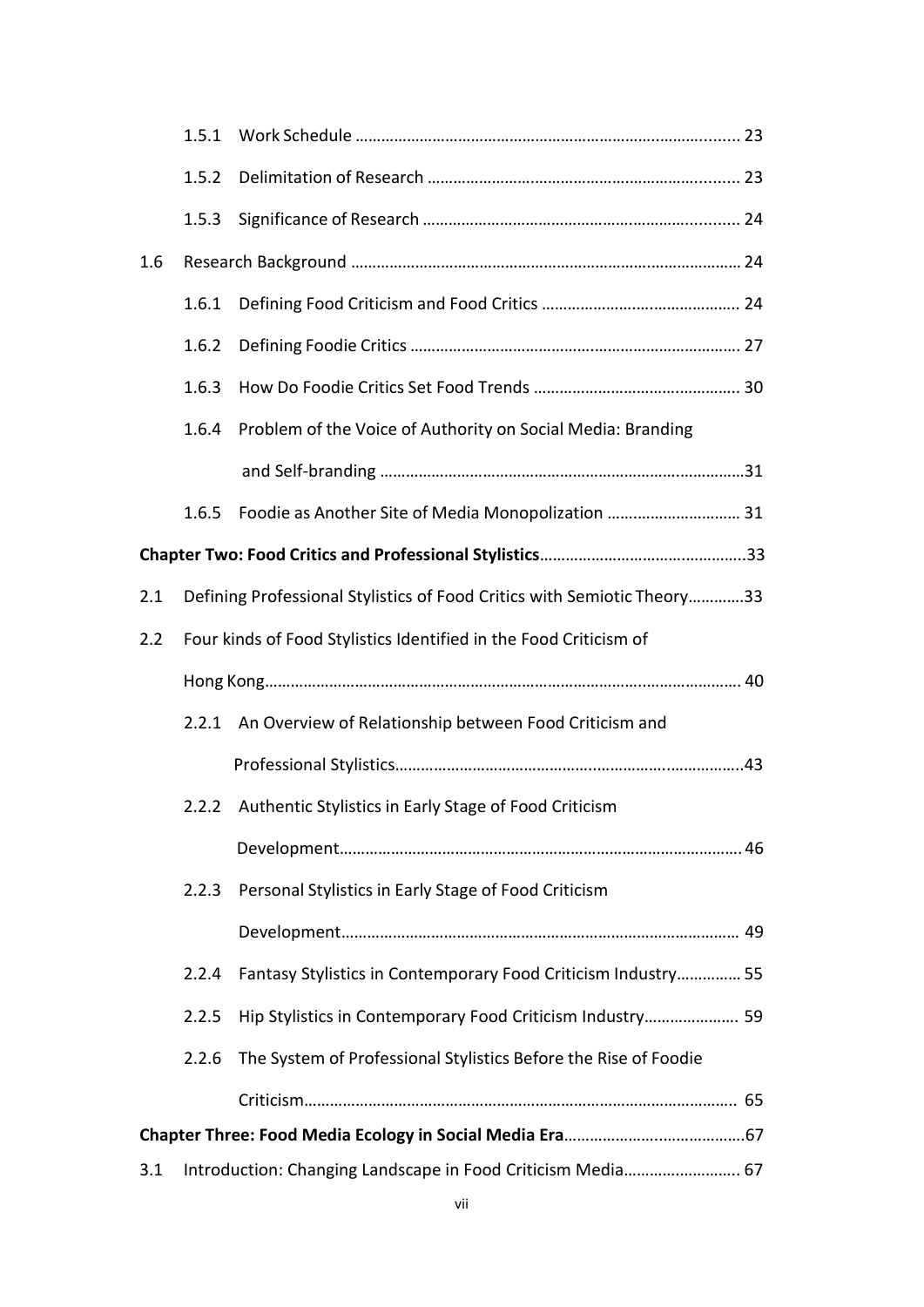1.5.1 Work Schedule ........................................................................................ 23

1.5.2 Delimitation of Research ....................................................................... 23

1.5.3 Significance of Research ........................................................................ 24

1.6 Research Background ........................................................................................ 24

1.6.1 Defining Food Criticism and Food Critics ............................................. 24

1.6.2 Defining Foodie Critics ........................................................................... 27

1.6.3 How Do Foodie Critics Set Food Trends ............................................... 30

1.6.4 Problem of the Voice of Authority on Social Media: Branding and Self-branding ................................................................................31

1.6.5 Foodie as Another Site of Media Monopolization .............................. 31

**Chapter Two: Food Critics and Professional Stylistics**................................................33

2.1 Defining Professional Stylistics of Food Critics with Semiotic Theory.............33

2.2 Four kinds of Food Stylistics Identified in the Food Criticism of Hong Kong.............................................................................................................. 40

2.2.1 An Overview of Relationship between Food Criticism and Professional Stylistics...................................................................................43

2.2.2 Authentic Stylistics in Early Stage of Food Criticism Development.............................................................................................. 46

2.2.3 Personal Stylistics in Early Stage of Food Criticism Development............................................................................................. 49

2.2.4 Fantasy Stylistics in Contemporary Food Criticism Industry............... 55

2.2.5 Hip Stylistics in Contemporary Food Criticism Industry...................... 59

2.2.6 The System of Professional Stylistics Before the Rise of Foodie Criticism.................................................................................................... 65

**Chapter Three: Food Media Ecology in Social Media Era**..........................................67

3.1 Introduction: Changing Landscape in Food Criticism Media........................... 67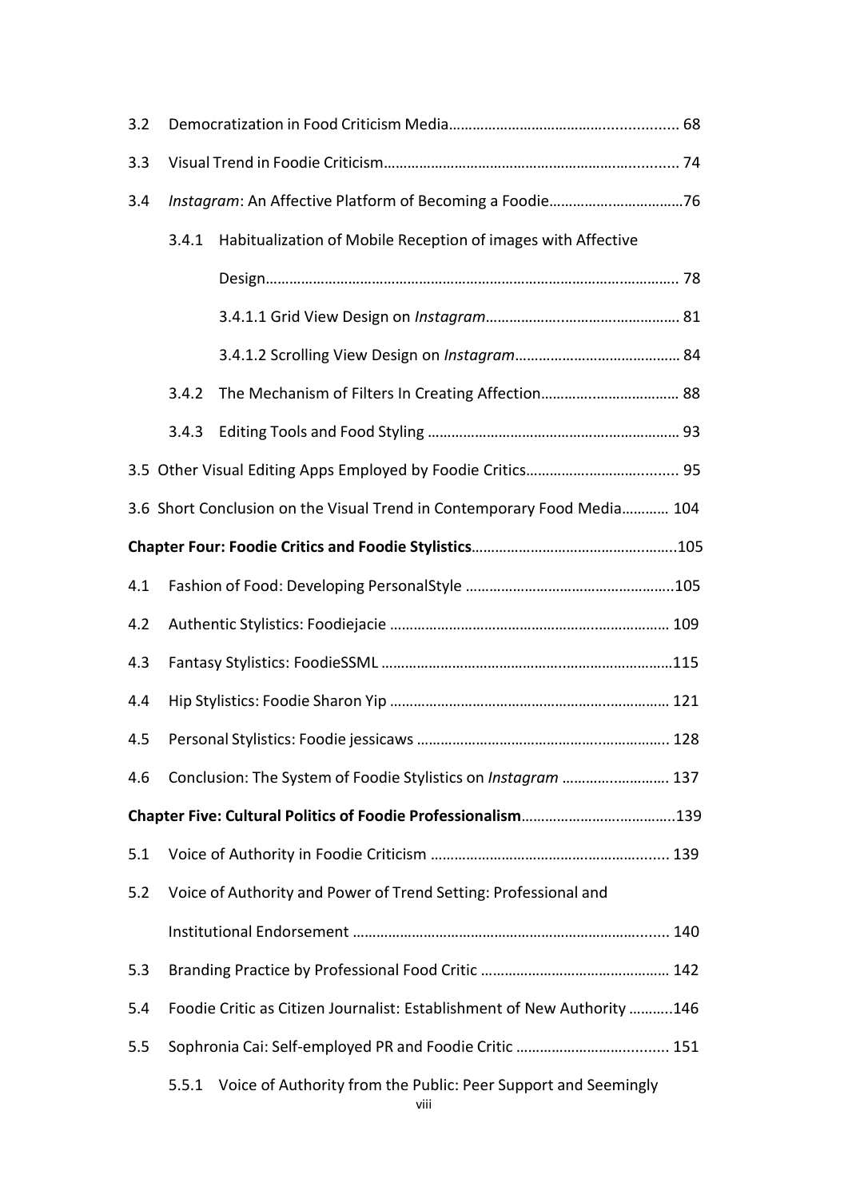3.2 Democratization in Food Criticism Media........................................................... 68

3.3 Visual Trend in Foodie Criticism............................................................................ 74

3.4 *Instagram*: An Affective Platform of Becoming a Foodie...................................76

  3.4.1 Habitualization of Mobile Reception of images with Affective Design.............................................................................................................. 78

    3.4.1.1 Grid View Design on *Instagram*................................................ 81

    3.4.1.2 Scrolling View Design on *Instagram*......................................... 84

  3.4.2 The Mechanism of Filters In Creating Affection.................................... 88

  3.4.3 Editing Tools and Food Styling ................................................................ 93

3.5 Other Visual Editing Apps Employed by Foodie Critics......................................... 95

3.6 Short Conclusion on the Visual Trend in Contemporary Food Media............ 104

**Chapter Four: Foodie Critics and Foodie Stylistics**.................................................105

4.1 Fashion of Food: Developing PersonalStyle .......................................................105

4.2 Authentic Stylistics: Foodiejacie ......................................................................... 109

4.3 Fantasy Stylistics: FoodieSSML ...........................................................................115

4.4 Hip Stylistics: Foodie Sharon Yip ........................................................................ 121

4.5 Personal Stylistics: Foodie jessicaws ................................................................. 128

4.6 Conclusion: The System of Foodie Stylistics on *Instagram* ........................... 137

**Chapter Five: Cultural Politics of Foodie Professionalism**.........................................139

5.1 Voice of Authority in Foodie Criticism ............................................................... 139

5.2 Voice of Authority and Power of Trend Setting: Professional and Institutional Endorsement ............................................................................... 140

5.3 Branding Practice by Professional Food Critic ................................................. 142

5.4 Foodie Critic as Citizen Journalist: Establishment of New Authority ...........146

5.5 Sophronia Cai: Self-employed PR and Foodie Critic ....................................... 151

  5.5.1 Voice of Authority from the Public: Peer Support and Seemingly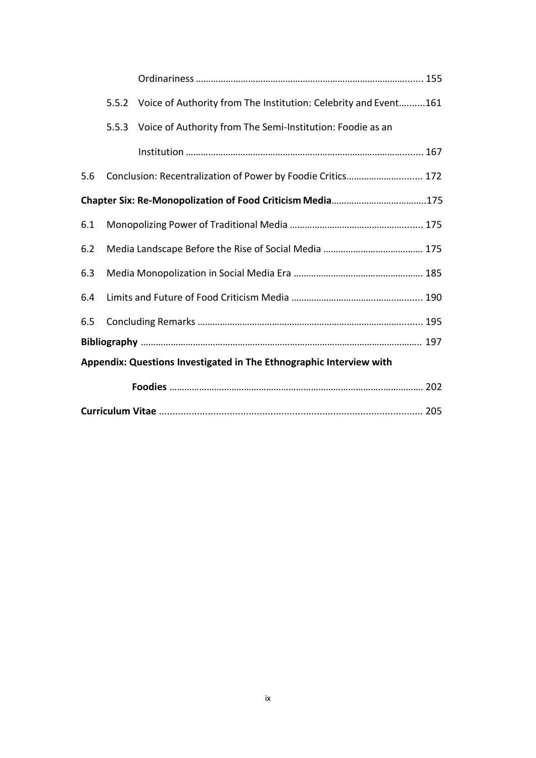Ordinariness ........................................................................................ 155

5.5.2 Voice of Authority from The Institution: Celebrity and Event..........161

5.5.3 Voice of Authority from The Semi-Institution: Foodie as an Institution ........................................................................................... 167

5.6 Conclusion: Recentralization of Power by Foodie Critics............................. 172

**Chapter Six: Re-Monopolization of Food Criticism Media**.....................................175

6.1 Monopolizing Power of Traditional Media .................................................... 175

6.2 Media Landscape Before the Rise of Social Media ....................................... 175

6.3 Media Monopolization in Social Media Era ................................................... 185

6.4 Limits and Future of Food Criticism Media ................................................... 190

6.5 Concluding Remarks ......................................................................................... 195

**Bibliography** ................................................................................................................ 197

**Appendix: Questions Investigated in The Ethnographic Interview with Foodies** ..................................................................................................... 202

**Curriculum Vitae** ......................................................................................................... 205